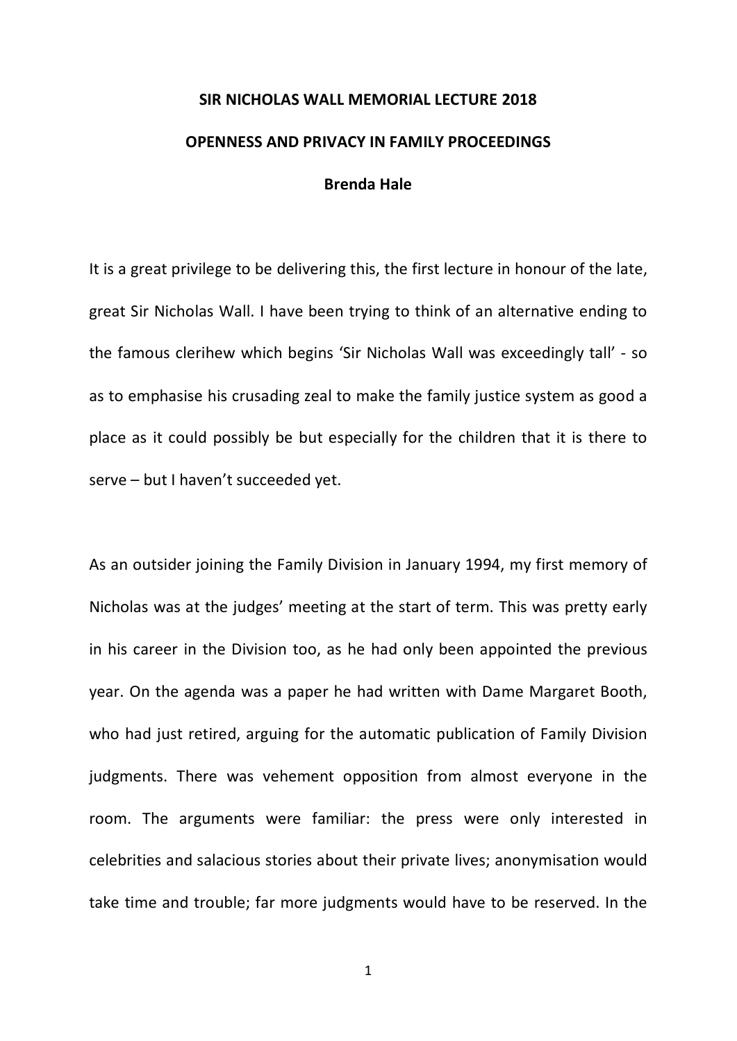# SIR NICHOLAS WALL MEMORIAL LECTURE 2018

## OPENNESS AND PRIVACY IN FAMILY PROCEEDINGS

**Brenda Hale**

It is a great privilege to be delivering this, the first lecture in honour of the late, great Sir Nicholas Wall. I have been trying to think of an alternative ending to the famous clerihew which begins 'Sir Nicholas Wall was exceedingly tall' - so as to emphasise his crusading zeal to make the family justice system as good a place as it could possibly be but especially for the children that it is there to serve – but I haven't succeeded yet.

As an outsider joining the Family Division in January 1994, my first memory of Nicholas was at the judges' meeting at the start of term. This was pretty early in his career in the Division too, as he had only been appointed the previous year. On the agenda was a paper he had written with Dame Margaret Booth, who had just retired, arguing for the automatic publication of Family Division judgments. There was vehement opposition from almost everyone in the room. The arguments were familiar: the press were only interested in celebrities and salacious stories about their private lives; anonymisation would take time and trouble; far more judgments would have to be reserved. In the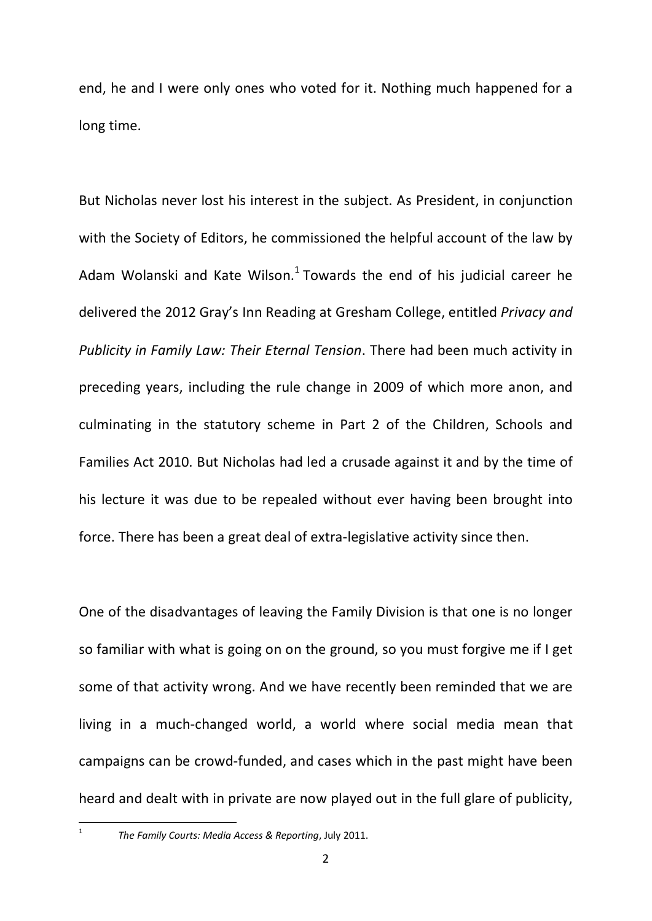end, he and I were only ones who voted for it. Nothing much happened for a long time.

But Nicholas never lost his interest in the subject. As President, in conjunction with the Society of Editors, he commissioned the helpful account of the law by Adam Wolanski and Kate Wilson.[1] Towards the end of his judicial career he delivered the 2012 Gray's Inn Reading at Gresham College, entitled *Privacy and Publicity in Family Law: Their Eternal Tension*. There had been much activity in preceding years, including the rule change in 2009 of which more anon, and culminating in the statutory scheme in Part 2 of the Children, Schools and Families Act 2010. But Nicholas had led a crusade against it and by the time of his lecture it was due to be repealed without ever having been brought into force. There has been a great deal of extra-legislative activity since then.

One of the disadvantages of leaving the Family Division is that one is no longer so familiar with what is going on on the ground, so you must forgive me if I get some of that activity wrong. And we have recently been reminded that we are living in a much-changed world, a world where social media mean that campaigns can be crowd-funded, and cases which in the past might have been heard and dealt with in private are now played out in the full glare of publicity,

[1] *The Family Courts: Media Access & Reporting*, July 2011.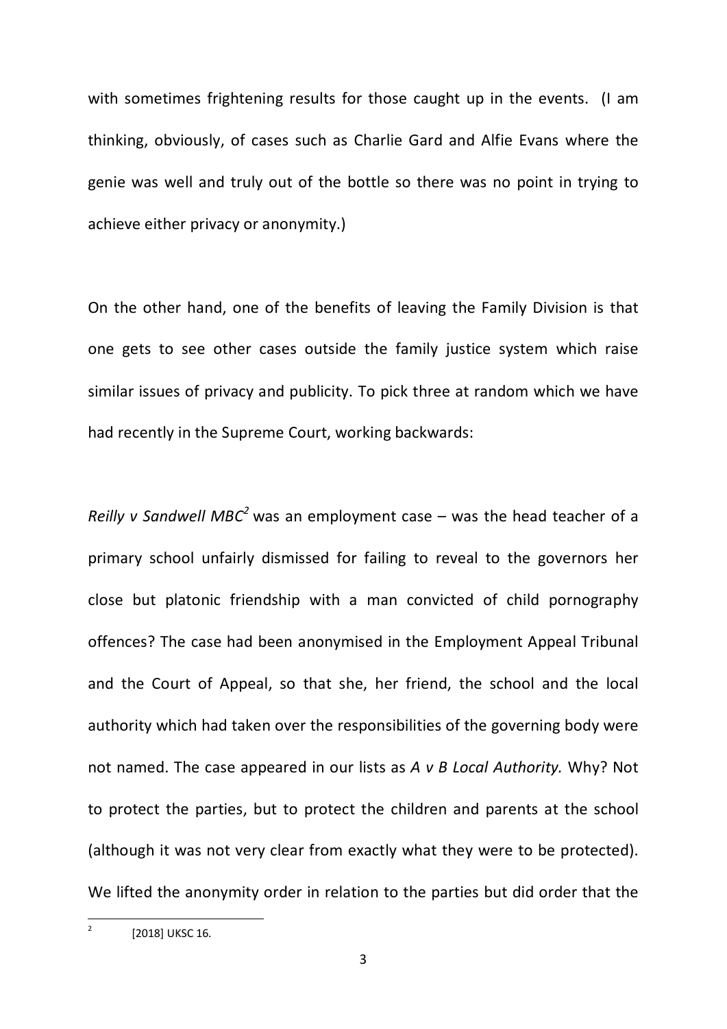with sometimes frightening results for those caught up in the events. (I am thinking, obviously, of cases such as Charlie Gard and Alfie Evans where the genie was well and truly out of the bottle so there was no point in trying to achieve either privacy or anonymity.)

On the other hand, one of the benefits of leaving the Family Division is that one gets to see other cases outside the family justice system which raise similar issues of privacy and publicity. To pick three at random which we have had recently in the Supreme Court, working backwards:

*Reilly v Sandwell MBC*[2] was an employment case – was the head teacher of a primary school unfairly dismissed for failing to reveal to the governors her close but platonic friendship with a man convicted of child pornography offences? The case had been anonymised in the Employment Appeal Tribunal and the Court of Appeal, so that she, her friend, the school and the local authority which had taken over the responsibilities of the governing body were not named. The case appeared in our lists as *A v B Local Authority.* Why? Not to protect the parties, but to protect the children and parents at the school (although it was not very clear from exactly what they were to be protected). We lifted the anonymity order in relation to the parties but did order that the

---

[2] [2018] UKSC 16.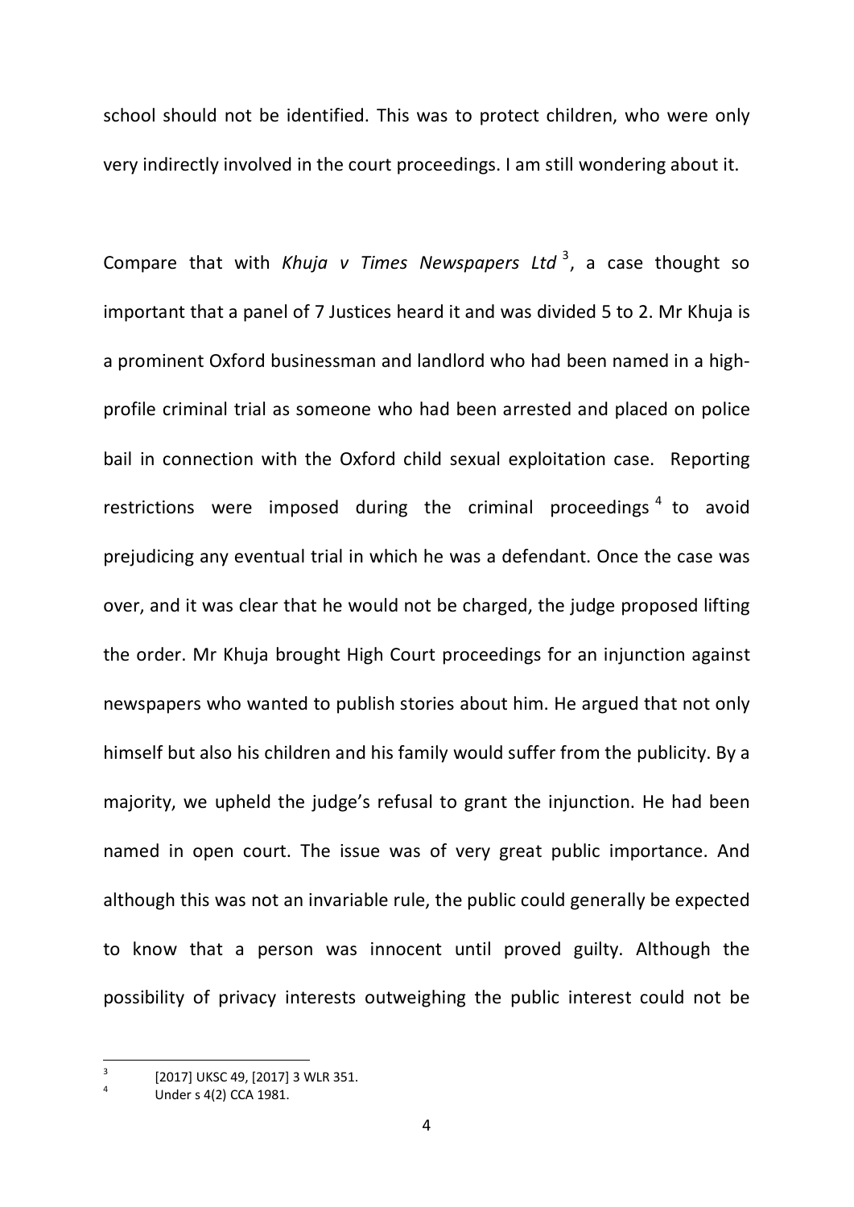school should not be identified. This was to protect children, who were only very indirectly involved in the court proceedings. I am still wondering about it.

Compare that with *Khuja v Times Newspapers Ltd* [3], a case thought so important that a panel of 7 Justices heard it and was divided 5 to 2. Mr Khuja is a prominent Oxford businessman and landlord who had been named in a high-profile criminal trial as someone who had been arrested and placed on police bail in connection with the Oxford child sexual exploitation case. Reporting restrictions were imposed during the criminal proceedings [4] to avoid prejudicing any eventual trial in which he was a defendant. Once the case was over, and it was clear that he would not be charged, the judge proposed lifting the order. Mr Khuja brought High Court proceedings for an injunction against newspapers who wanted to publish stories about him. He argued that not only himself but also his children and his family would suffer from the publicity. By a majority, we upheld the judge's refusal to grant the injunction. He had been named in open court. The issue was of very great public importance. And although this was not an invariable rule, the public could generally be expected to know that a person was innocent until proved guilty. Although the possibility of privacy interests outweighing the public interest could not be

---

[3] [2017] UKSC 49, [2017] 3 WLR 351.

[4] Under s 4(2) CCA 1981.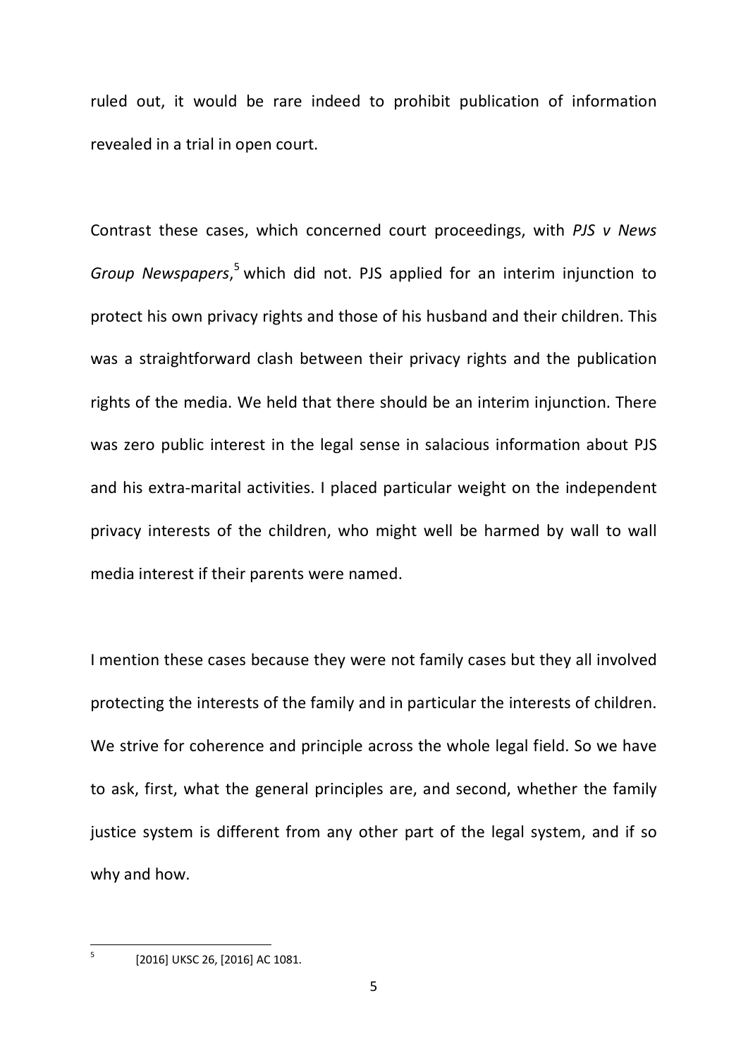ruled out, it would be rare indeed to prohibit publication of information revealed in a trial in open court.

Contrast these cases, which concerned court proceedings, with *PJS v News Group Newspapers*,[5] which did not. PJS applied for an interim injunction to protect his own privacy rights and those of his husband and their children. This was a straightforward clash between their privacy rights and the publication rights of the media. We held that there should be an interim injunction. There was zero public interest in the legal sense in salacious information about PJS and his extra-marital activities. I placed particular weight on the independent privacy interests of the children, who might well be harmed by wall to wall media interest if their parents were named.

I mention these cases because they were not family cases but they all involved protecting the interests of the family and in particular the interests of children. We strive for coherence and principle across the whole legal field. So we have to ask, first, what the general principles are, and second, whether the family justice system is different from any other part of the legal system, and if so why and how.

[5] [2016] UKSC 26, [2016] AC 1081.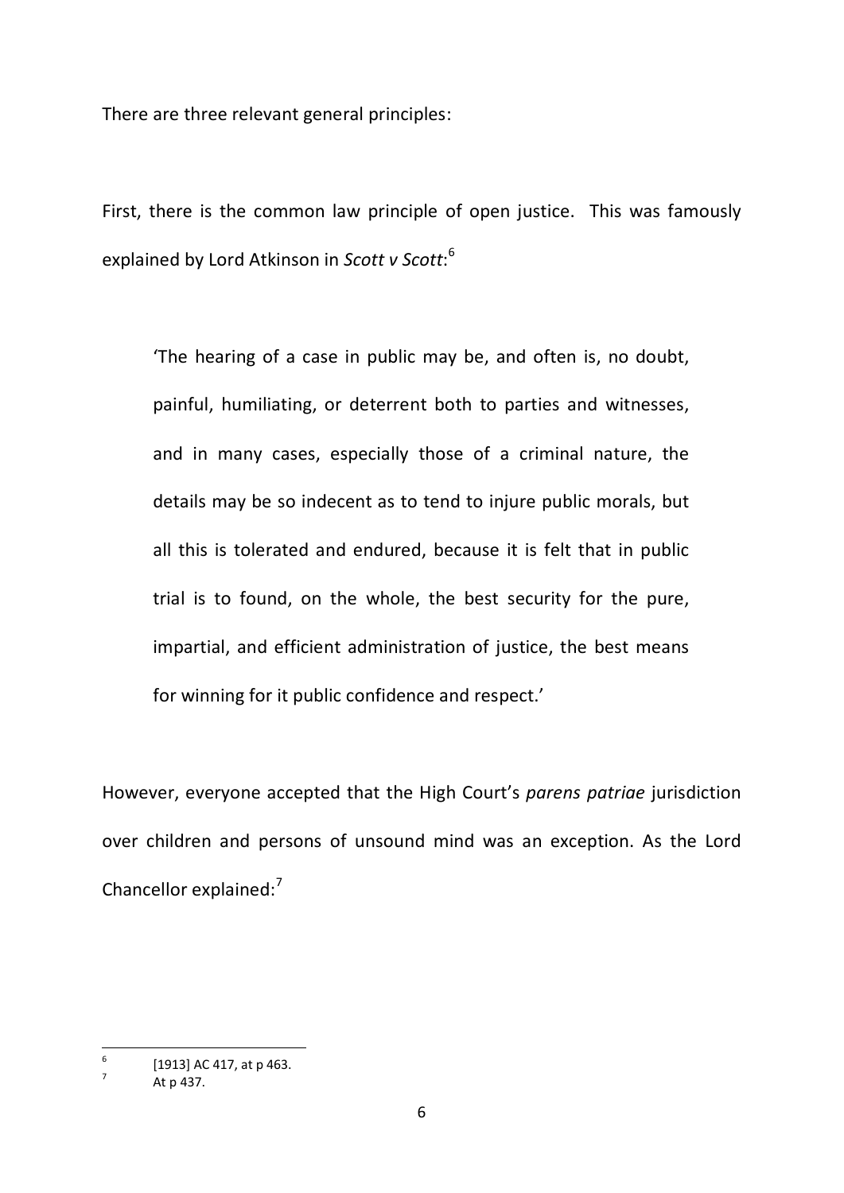There are three relevant general principles:

First, there is the common law principle of open justice. This was famously explained by Lord Atkinson in *Scott v Scott*:[6]

> 'The hearing of a case in public may be, and often is, no doubt, painful, humiliating, or deterrent both to parties and witnesses, and in many cases, especially those of a criminal nature, the details may be so indecent as to tend to injure public morals, but all this is tolerated and endured, because it is felt that in public trial is to found, on the whole, the best security for the pure, impartial, and efficient administration of justice, the best means for winning for it public confidence and respect.'

However, everyone accepted that the High Court's *parens patriae* jurisdiction over children and persons of unsound mind was an exception. As the Lord Chancellor explained:[7]

---

[6] [1913] AC 417, at p 463.

[7] At p 437.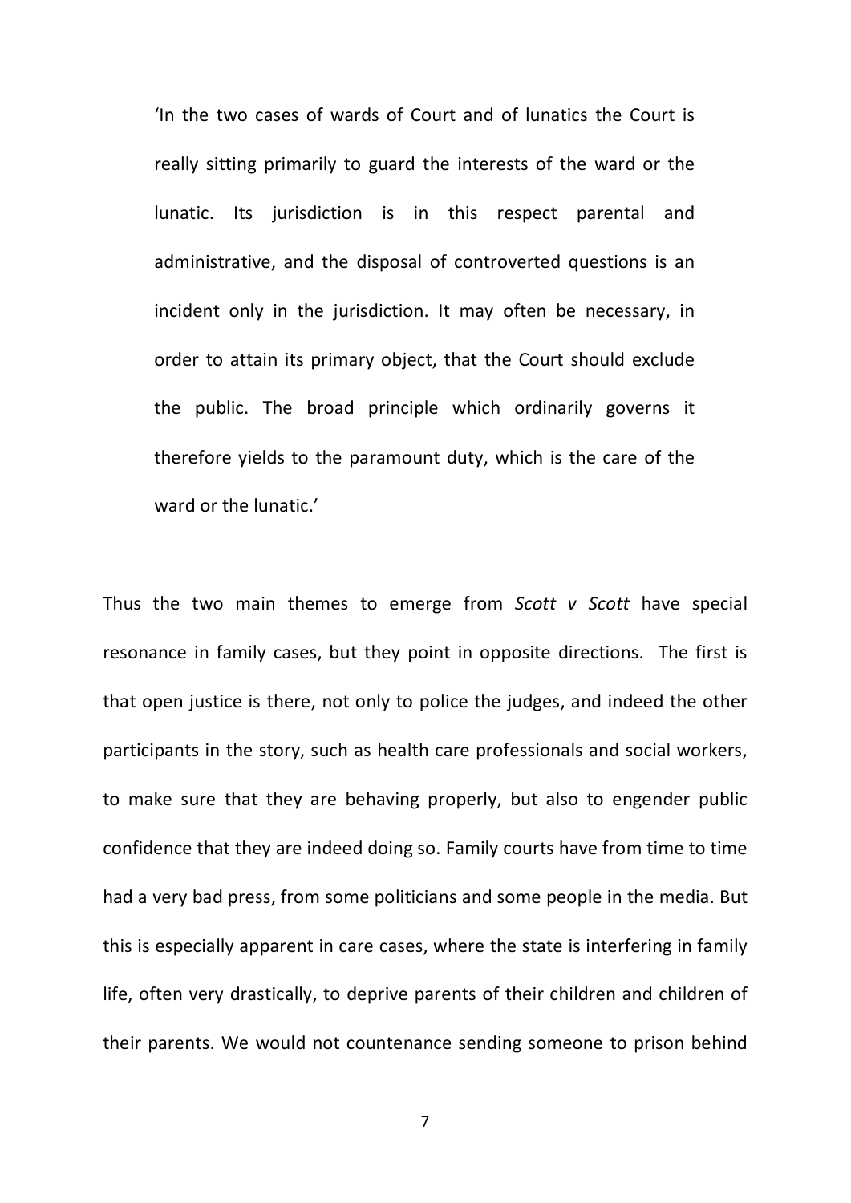> 'In the two cases of wards of Court and of lunatics the Court is really sitting primarily to guard the interests of the ward or the lunatic. Its jurisdiction is in this respect parental and administrative, and the disposal of controverted questions is an incident only in the jurisdiction. It may often be necessary, in order to attain its primary object, that the Court should exclude the public. The broad principle which ordinarily governs it therefore yields to the paramount duty, which is the care of the ward or the lunatic.'

Thus the two main themes to emerge from *Scott v Scott* have special resonance in family cases, but they point in opposite directions. The first is that open justice is there, not only to police the judges, and indeed the other participants in the story, such as health care professionals and social workers, to make sure that they are behaving properly, but also to engender public confidence that they are indeed doing so. Family courts have from time to time had a very bad press, from some politicians and some people in the media. But this is especially apparent in care cases, where the state is interfering in family life, often very drastically, to deprive parents of their children and children of their parents. We would not countenance sending someone to prison behind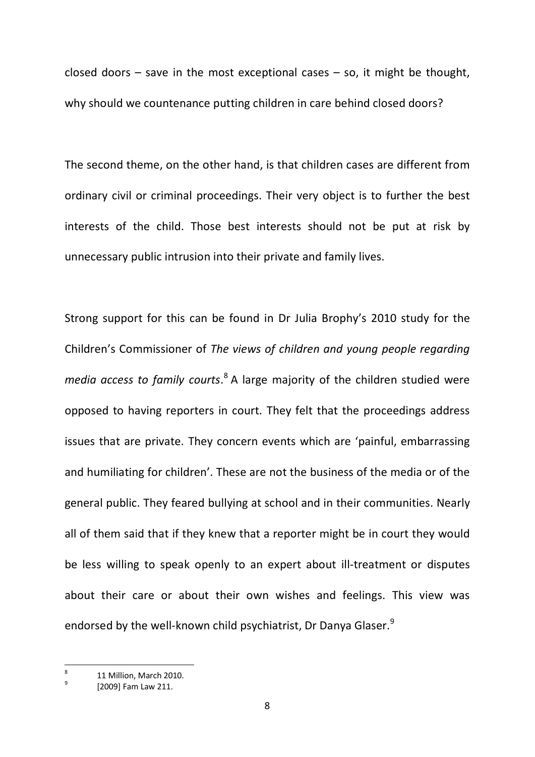closed doors – save in the most exceptional cases – so, it might be thought, why should we countenance putting children in care behind closed doors?

The second theme, on the other hand, is that children cases are different from ordinary civil or criminal proceedings. Their very object is to further the best interests of the child. Those best interests should not be put at risk by unnecessary public intrusion into their private and family lives.

Strong support for this can be found in Dr Julia Brophy's 2010 study for the Children's Commissioner of *The views of children and young people regarding media access to family courts*.[8] A large majority of the children studied were opposed to having reporters in court. They felt that the proceedings address issues that are private. They concern events which are 'painful, embarrassing and humiliating for children'. These are not the business of the media or of the general public. They feared bullying at school and in their communities. Nearly all of them said that if they knew that a reporter might be in court they would be less willing to speak openly to an expert about ill-treatment or disputes about their care or about their own wishes and feelings. This view was endorsed by the well-known child psychiatrist, Dr Danya Glaser.[9]

---

[8] 11 Million, March 2010.

[9] [2009] Fam Law 211.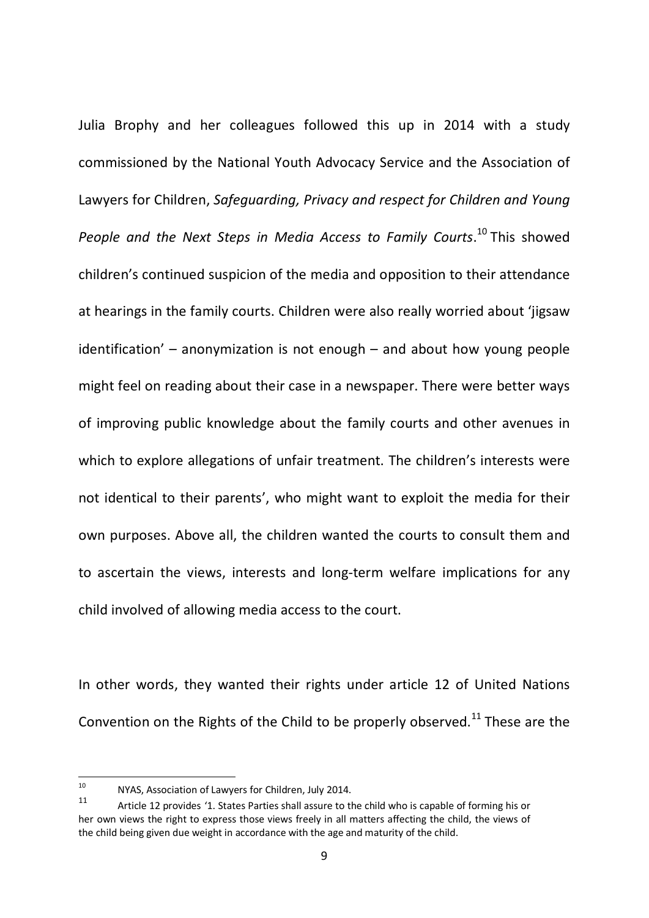Julia Brophy and her colleagues followed this up in 2014 with a study commissioned by the National Youth Advocacy Service and the Association of Lawyers for Children, *Safeguarding, Privacy and respect for Children and Young People and the Next Steps in Media Access to Family Courts*.[10] This showed children's continued suspicion of the media and opposition to their attendance at hearings in the family courts. Children were also really worried about 'jigsaw identification' – anonymization is not enough – and about how young people might feel on reading about their case in a newspaper. There were better ways of improving public knowledge about the family courts and other avenues in which to explore allegations of unfair treatment. The children's interests were not identical to their parents', who might want to exploit the media for their own purposes. Above all, the children wanted the courts to consult them and to ascertain the views, interests and long-term welfare implications for any child involved of allowing media access to the court.

In other words, they wanted their rights under article 12 of United Nations Convention on the Rights of the Child to be properly observed.[11] These are the

---

[10] NYAS, Association of Lawyers for Children, July 2014.

[11] Article 12 provides '1. States Parties shall assure to the child who is capable of forming his or her own views the right to express those views freely in all matters affecting the child, the views of the child being given due weight in accordance with the age and maturity of the child.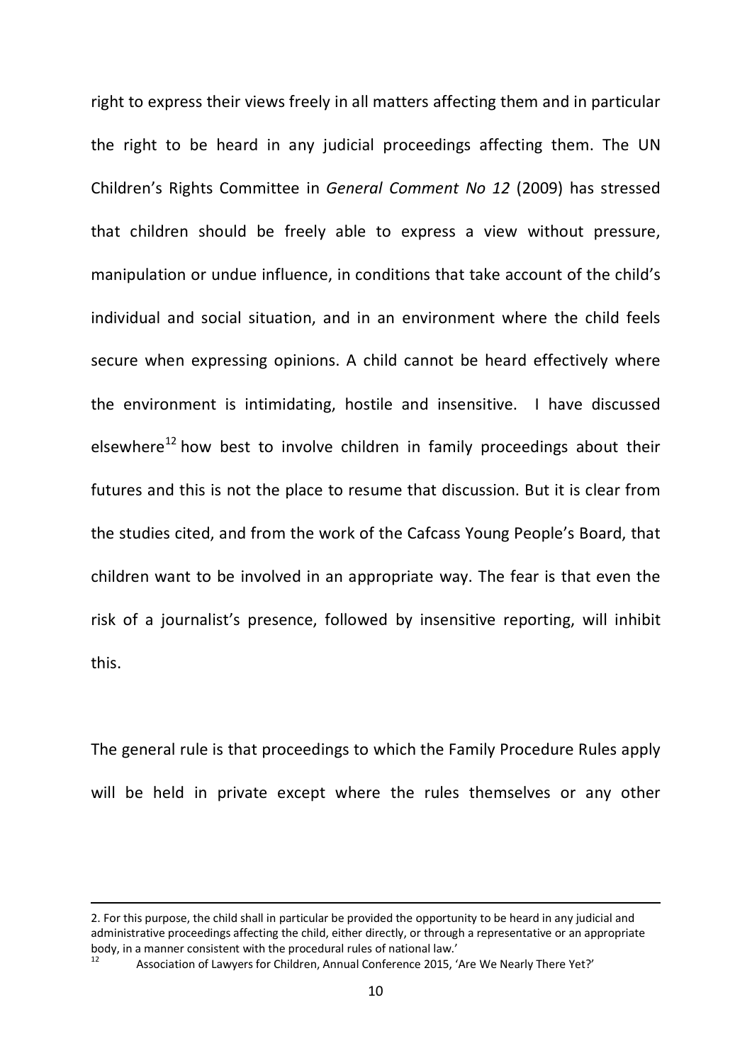right to express their views freely in all matters affecting them and in particular the right to be heard in any judicial proceedings affecting them. The UN Children's Rights Committee in *General Comment No 12* (2009) has stressed that children should be freely able to express a view without pressure, manipulation or undue influence, in conditions that take account of the child's individual and social situation, and in an environment where the child feels secure when expressing opinions. A child cannot be heard effectively where the environment is intimidating, hostile and insensitive. I have discussed elsewhere[12] how best to involve children in family proceedings about their futures and this is not the place to resume that discussion. But it is clear from the studies cited, and from the work of the Cafcass Young People's Board, that children want to be involved in an appropriate way. The fear is that even the risk of a journalist's presence, followed by insensitive reporting, will inhibit this.

The general rule is that proceedings to which the Family Procedure Rules apply will be held in private except where the rules themselves or any other

---

2. For this purpose, the child shall in particular be provided the opportunity to be heard in any judicial and administrative proceedings affecting the child, either directly, or through a representative or an appropriate body, in a manner consistent with the procedural rules of national law.'

[12] Association of Lawyers for Children, Annual Conference 2015, 'Are We Nearly There Yet?'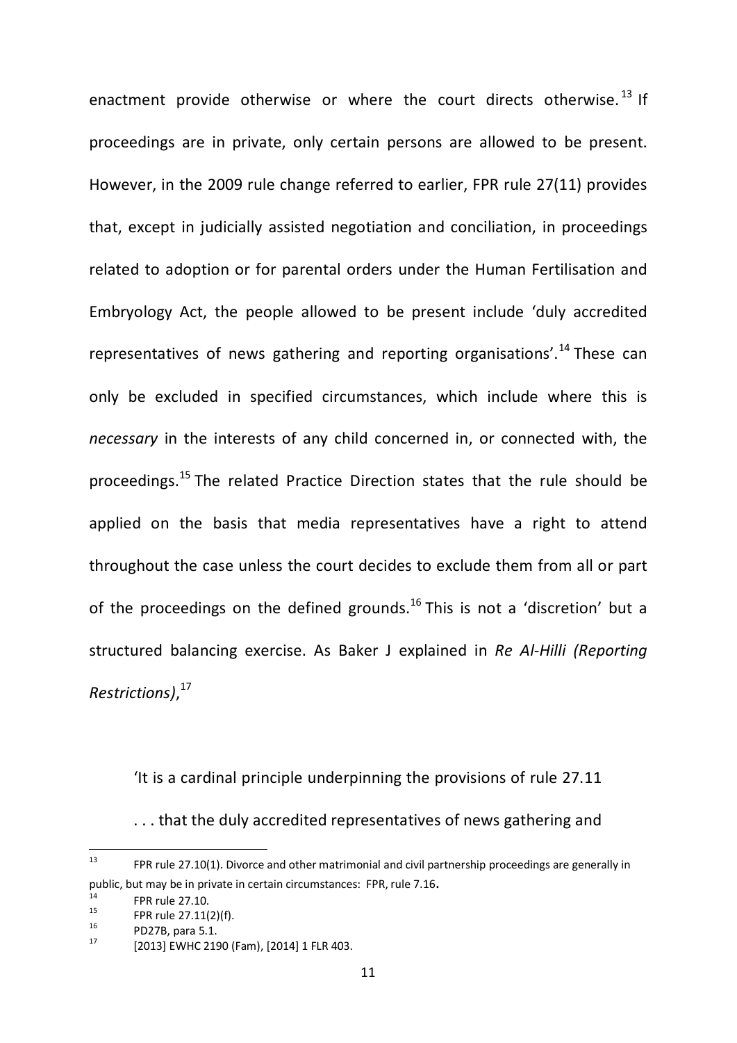enactment provide otherwise or where the court directs otherwise.[13] If proceedings are in private, only certain persons are allowed to be present. However, in the 2009 rule change referred to earlier, FPR rule 27(11) provides that, except in judicially assisted negotiation and conciliation, in proceedings related to adoption or for parental orders under the Human Fertilisation and Embryology Act, the people allowed to be present include 'duly accredited representatives of news gathering and reporting organisations'.[14] These can only be excluded in specified circumstances, which include where this is *necessary* in the interests of any child concerned in, or connected with, the proceedings.[15] The related Practice Direction states that the rule should be applied on the basis that media representatives have a right to attend throughout the case unless the court decides to exclude them from all or part of the proceedings on the defined grounds.[16] This is not a 'discretion' but a structured balancing exercise. As Baker J explained in *Re Al-Hilli (Reporting Restrictions)*,[17]

> 'It is a cardinal principle underpinning the provisions of rule 27.11 . . . that the duly accredited representatives of news gathering and

---

[13] FPR rule 27.10(1). Divorce and other matrimonial and civil partnership proceedings are generally in public, but may be in private in certain circumstances: FPR, rule 7.16.

[14] FPR rule 27.10.

[15] FPR rule 27.11(2)(f).

[16] PD27B, para 5.1.

[17] [2013] EWHC 2190 (Fam), [2014] 1 FLR 403.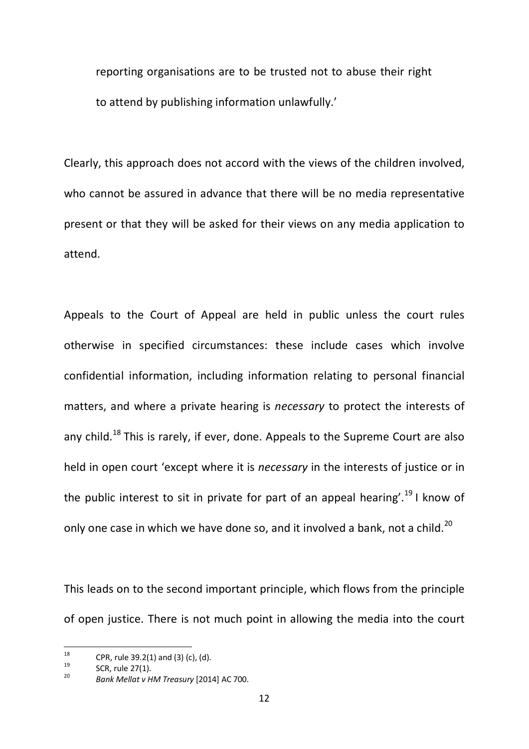reporting organisations are to be trusted not to abuse their right to attend by publishing information unlawfully.'

Clearly, this approach does not accord with the views of the children involved, who cannot be assured in advance that there will be no media representative present or that they will be asked for their views on any media application to attend.

Appeals to the Court of Appeal are held in public unless the court rules otherwise in specified circumstances: these include cases which involve confidential information, including information relating to personal financial matters, and where a private hearing is *necessary* to protect the interests of any child.[18] This is rarely, if ever, done. Appeals to the Supreme Court are also held in open court 'except where it is *necessary* in the interests of justice or in the public interest to sit in private for part of an appeal hearing'.[19] I know of only one case in which we have done so, and it involved a bank, not a child.[20]

This leads on to the second important principle, which flows from the principle of open justice. There is not much point in allowing the media into the court

---

[18] CPR, rule 39.2(1) and (3) (c), (d).

[19] SCR, rule 27(1).

[20] *Bank Mellat v HM Treasury* [2014] AC 700.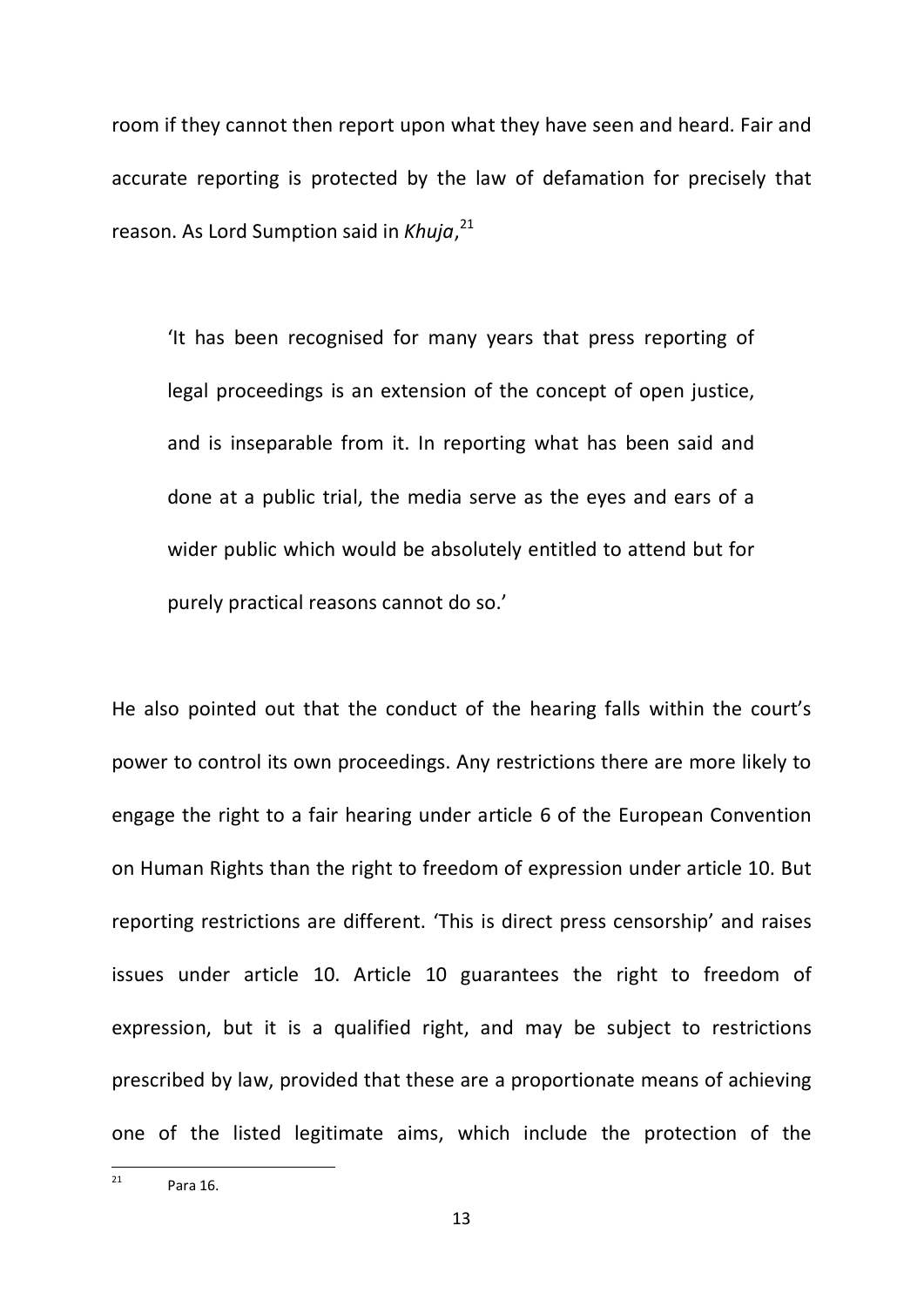room if they cannot then report upon what they have seen and heard. Fair and accurate reporting is protected by the law of defamation for precisely that reason. As Lord Sumption said in *Khuja*,[21]

> 'It has been recognised for many years that press reporting of legal proceedings is an extension of the concept of open justice, and is inseparable from it. In reporting what has been said and done at a public trial, the media serve as the eyes and ears of a wider public which would be absolutely entitled to attend but for purely practical reasons cannot do so.'

He also pointed out that the conduct of the hearing falls within the court's power to control its own proceedings. Any restrictions there are more likely to engage the right to a fair hearing under article 6 of the European Convention on Human Rights than the right to freedom of expression under article 10. But reporting restrictions are different. 'This is direct press censorship' and raises issues under article 10. Article 10 guarantees the right to freedom of expression, but it is a qualified right, and may be subject to restrictions prescribed by law, provided that these are a proportionate means of achieving one of the listed legitimate aims, which include the protection of the

---

[21] Para 16.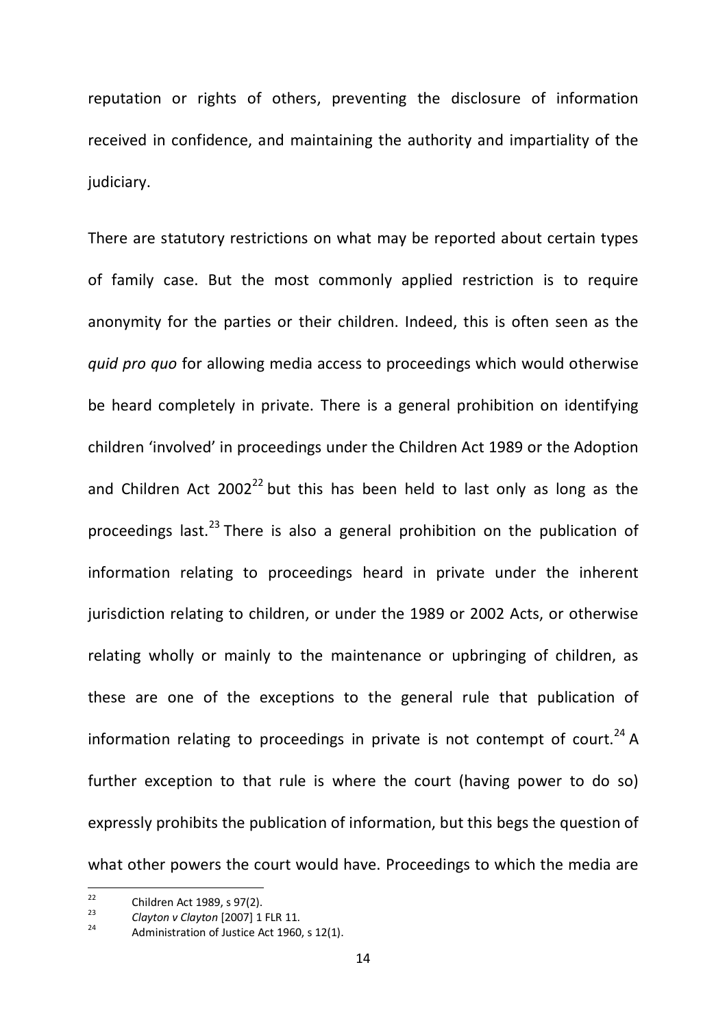reputation or rights of others, preventing the disclosure of information received in confidence, and maintaining the authority and impartiality of the judiciary.

There are statutory restrictions on what may be reported about certain types of family case. But the most commonly applied restriction is to require anonymity for the parties or their children. Indeed, this is often seen as the *quid pro quo* for allowing media access to proceedings which would otherwise be heard completely in private. There is a general prohibition on identifying children 'involved' in proceedings under the Children Act 1989 or the Adoption and Children Act 2002[22] but this has been held to last only as long as the proceedings last.[23] There is also a general prohibition on the publication of information relating to proceedings heard in private under the inherent jurisdiction relating to children, or under the 1989 or 2002 Acts, or otherwise relating wholly or mainly to the maintenance or upbringing of children, as these are one of the exceptions to the general rule that publication of information relating to proceedings in private is not contempt of court.[24] A further exception to that rule is where the court (having power to do so) expressly prohibits the publication of information, but this begs the question of what other powers the court would have. Proceedings to which the media are

---

[22] Children Act 1989, s 97(2).

[23] *Clayton v Clayton* [2007] 1 FLR 11.

[24] Administration of Justice Act 1960, s 12(1).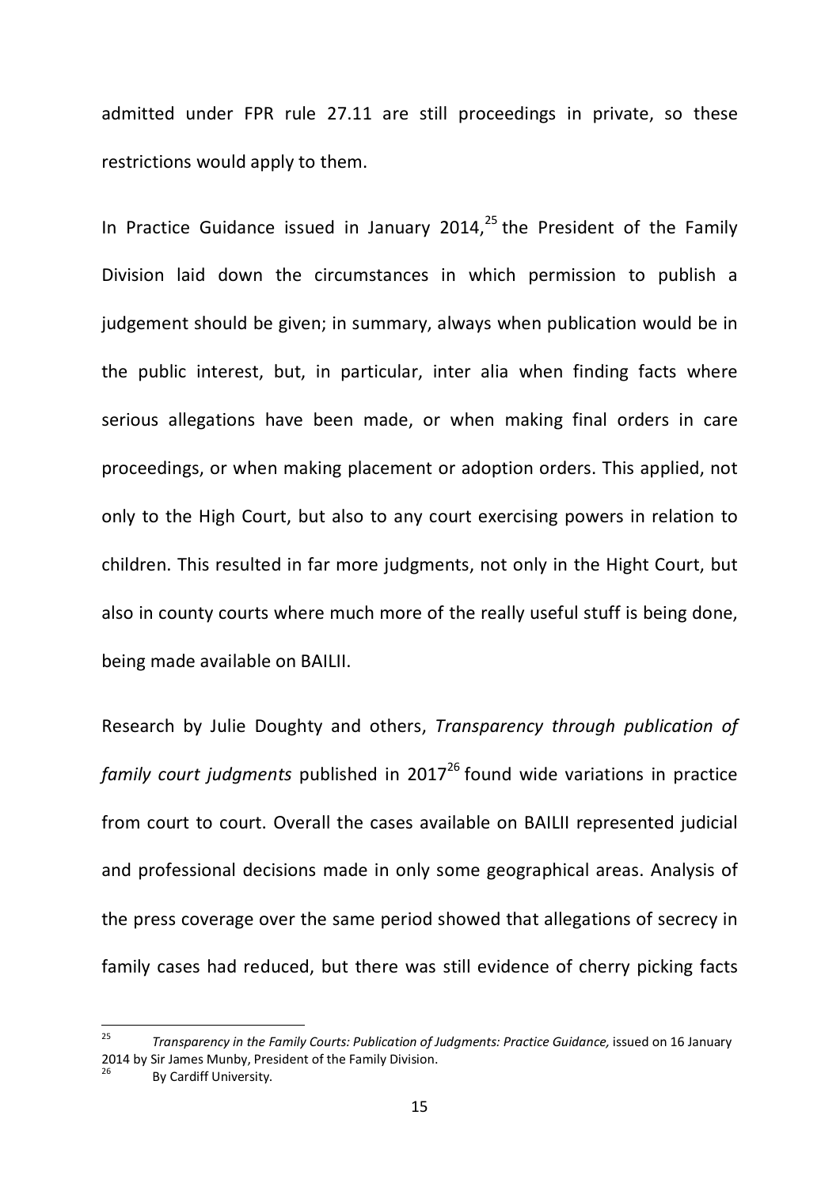admitted under FPR rule 27.11 are still proceedings in private, so these restrictions would apply to them.

In Practice Guidance issued in January 2014,[25] the President of the Family Division laid down the circumstances in which permission to publish a judgement should be given; in summary, always when publication would be in the public interest, but, in particular, inter alia when finding facts where serious allegations have been made, or when making final orders in care proceedings, or when making placement or adoption orders. This applied, not only to the High Court, but also to any court exercising powers in relation to children. This resulted in far more judgments, not only in the Hight Court, but also in county courts where much more of the really useful stuff is being done, being made available on BAILII.

Research by Julie Doughty and others, *Transparency through publication of family court judgments* published in 2017[26] found wide variations in practice from court to court. Overall the cases available on BAILII represented judicial and professional decisions made in only some geographical areas. Analysis of the press coverage over the same period showed that allegations of secrecy in family cases had reduced, but there was still evidence of cherry picking facts

---

[25] *Transparency in the Family Courts: Publication of Judgments: Practice Guidance,* issued on 16 January 2014 by Sir James Munby, President of the Family Division.

[26] By Cardiff University.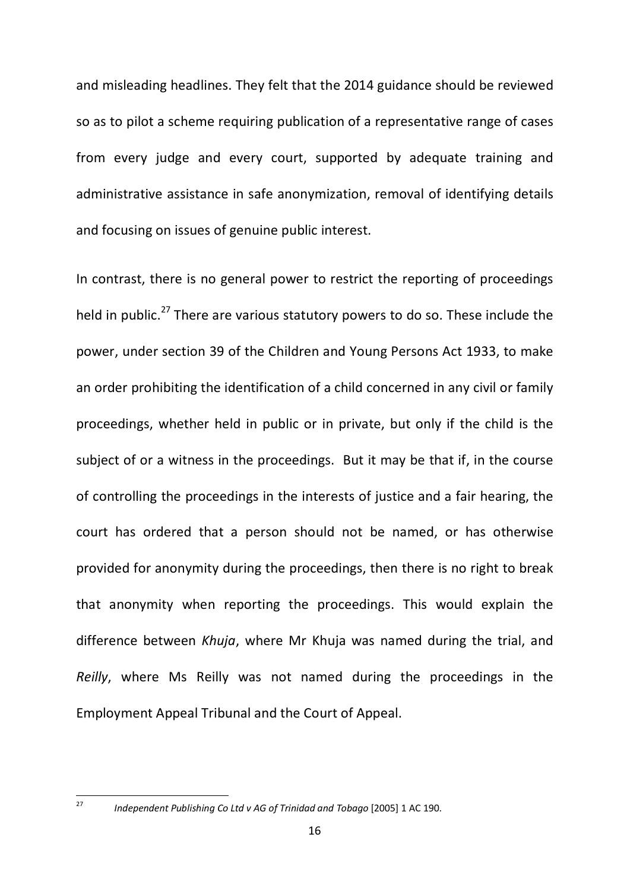and misleading headlines. They felt that the 2014 guidance should be reviewed so as to pilot a scheme requiring publication of a representative range of cases from every judge and every court, supported by adequate training and administrative assistance in safe anonymization, removal of identifying details and focusing on issues of genuine public interest.

In contrast, there is no general power to restrict the reporting of proceedings held in public.[27] There are various statutory powers to do so. These include the power, under section 39 of the Children and Young Persons Act 1933, to make an order prohibiting the identification of a child concerned in any civil or family proceedings, whether held in public or in private, but only if the child is the subject of or a witness in the proceedings. But it may be that if, in the course of controlling the proceedings in the interests of justice and a fair hearing, the court has ordered that a person should not be named, or has otherwise provided for anonymity during the proceedings, then there is no right to break that anonymity when reporting the proceedings. This would explain the difference between *Khuja*, where Mr Khuja was named during the trial, and *Reilly*, where Ms Reilly was not named during the proceedings in the Employment Appeal Tribunal and the Court of Appeal.

---

[27] *Independent Publishing Co Ltd v AG of Trinidad and Tobago* [2005] 1 AC 190.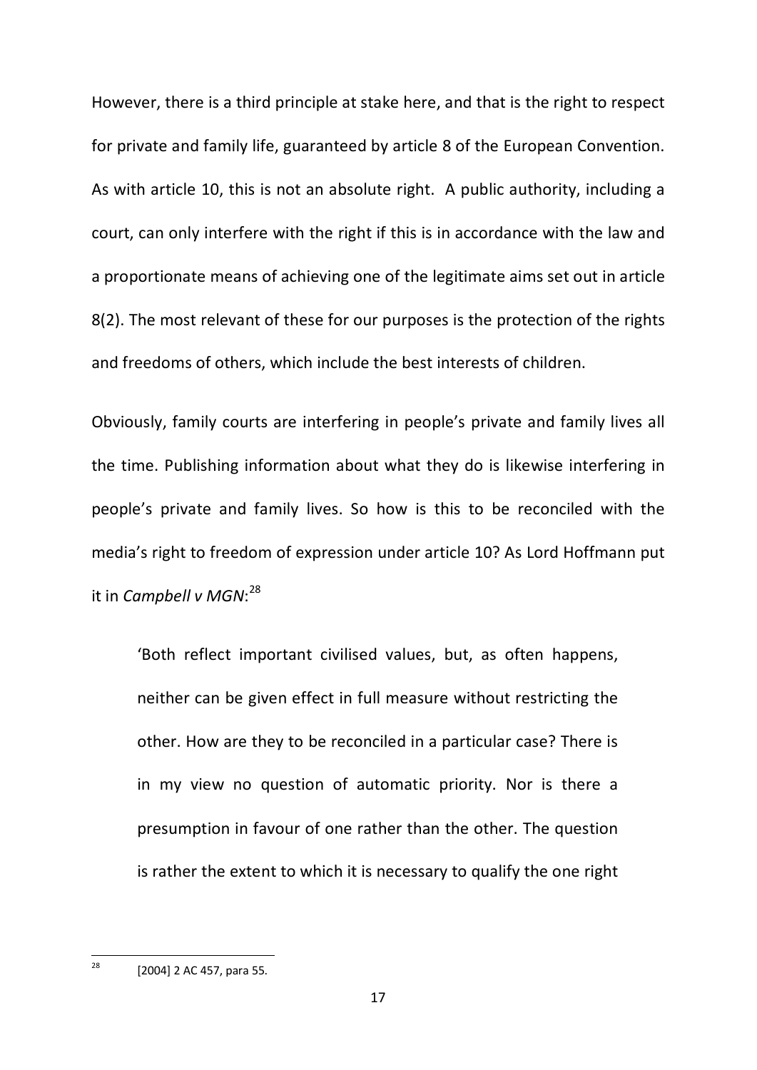However, there is a third principle at stake here, and that is the right to respect for private and family life, guaranteed by article 8 of the European Convention. As with article 10, this is not an absolute right. A public authority, including a court, can only interfere with the right if this is in accordance with the law and a proportionate means of achieving one of the legitimate aims set out in article 8(2). The most relevant of these for our purposes is the protection of the rights and freedoms of others, which include the best interests of children.

Obviously, family courts are interfering in people's private and family lives all the time. Publishing information about what they do is likewise interfering in people's private and family lives. So how is this to be reconciled with the media's right to freedom of expression under article 10? As Lord Hoffmann put it in *Campbell v MGN*:[28]

> 'Both reflect important civilised values, but, as often happens, neither can be given effect in full measure without restricting the other. How are they to be reconciled in a particular case? There is in my view no question of automatic priority. Nor is there a presumption in favour of one rather than the other. The question is rather the extent to which it is necessary to qualify the one right

---

[28] [2004] 2 AC 457, para 55.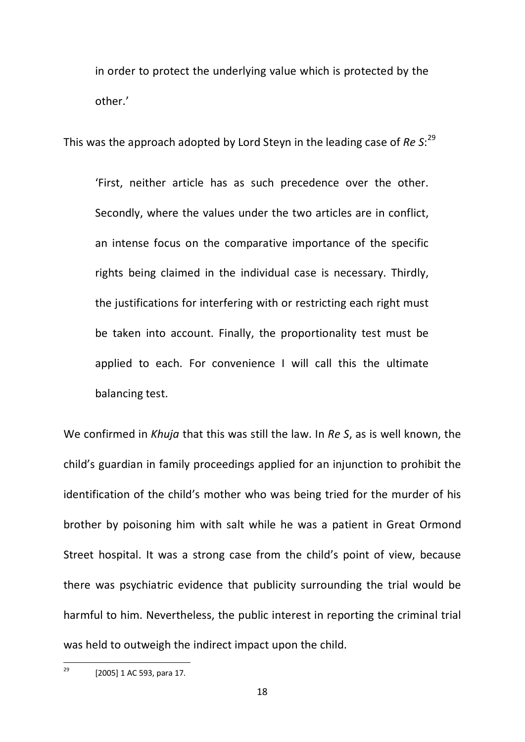in order to protect the underlying value which is protected by the other.'

This was the approach adopted by Lord Steyn in the leading case of *Re S*:[29]

> 'First, neither article has as such precedence over the other. Secondly, where the values under the two articles are in conflict, an intense focus on the comparative importance of the specific rights being claimed in the individual case is necessary. Thirdly, the justifications for interfering with or restricting each right must be taken into account. Finally, the proportionality test must be applied to each. For convenience I will call this the ultimate balancing test.

We confirmed in *Khuja* that this was still the law. In *Re S*, as is well known, the child's guardian in family proceedings applied for an injunction to prohibit the identification of the child's mother who was being tried for the murder of his brother by poisoning him with salt while he was a patient in Great Ormond Street hospital. It was a strong case from the child's point of view, because there was psychiatric evidence that publicity surrounding the trial would be harmful to him. Nevertheless, the public interest in reporting the criminal trial was held to outweigh the indirect impact upon the child.

---

[29] [2005] 1 AC 593, para 17.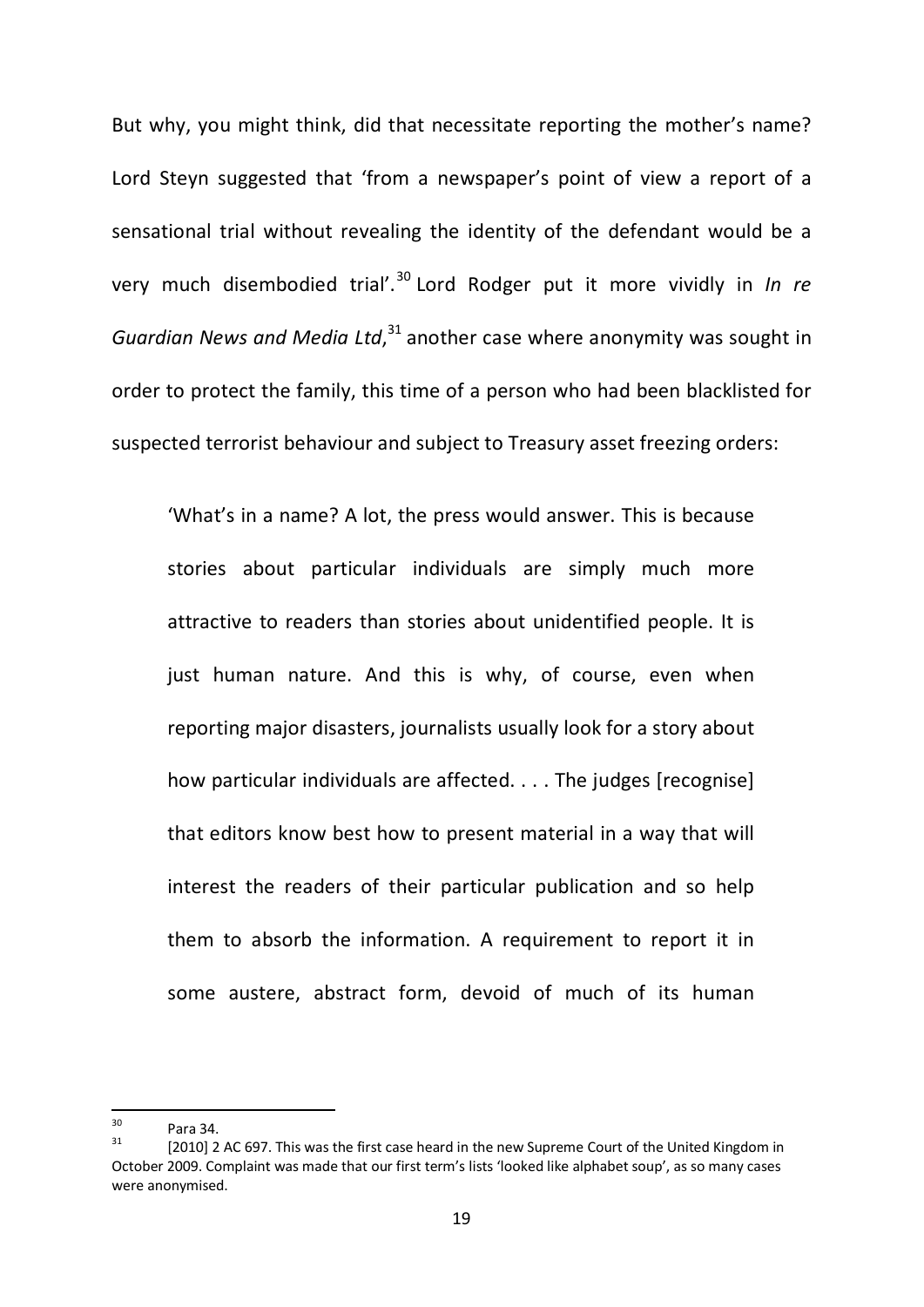But why, you might think, did that necessitate reporting the mother's name? Lord Steyn suggested that 'from a newspaper's point of view a report of a sensational trial without revealing the identity of the defendant would be a very much disembodied trial'.[30] Lord Rodger put it more vividly in *In re Guardian News and Media Ltd*,[31] another case where anonymity was sought in order to protect the family, this time of a person who had been blacklisted for suspected terrorist behaviour and subject to Treasury asset freezing orders:

> 'What's in a name? A lot, the press would answer. This is because stories about particular individuals are simply much more attractive to readers than stories about unidentified people. It is just human nature. And this is why, of course, even when reporting major disasters, journalists usually look for a story about how particular individuals are affected. . . . The judges [recognise] that editors know best how to present material in a way that will interest the readers of their particular publication and so help them to absorb the information. A requirement to report it in some austere, abstract form, devoid of much of its human

---

[30] Para 34.

[31] [2010] 2 AC 697. This was the first case heard in the new Supreme Court of the United Kingdom in October 2009. Complaint was made that our first term's lists 'looked like alphabet soup', as so many cases were anonymised.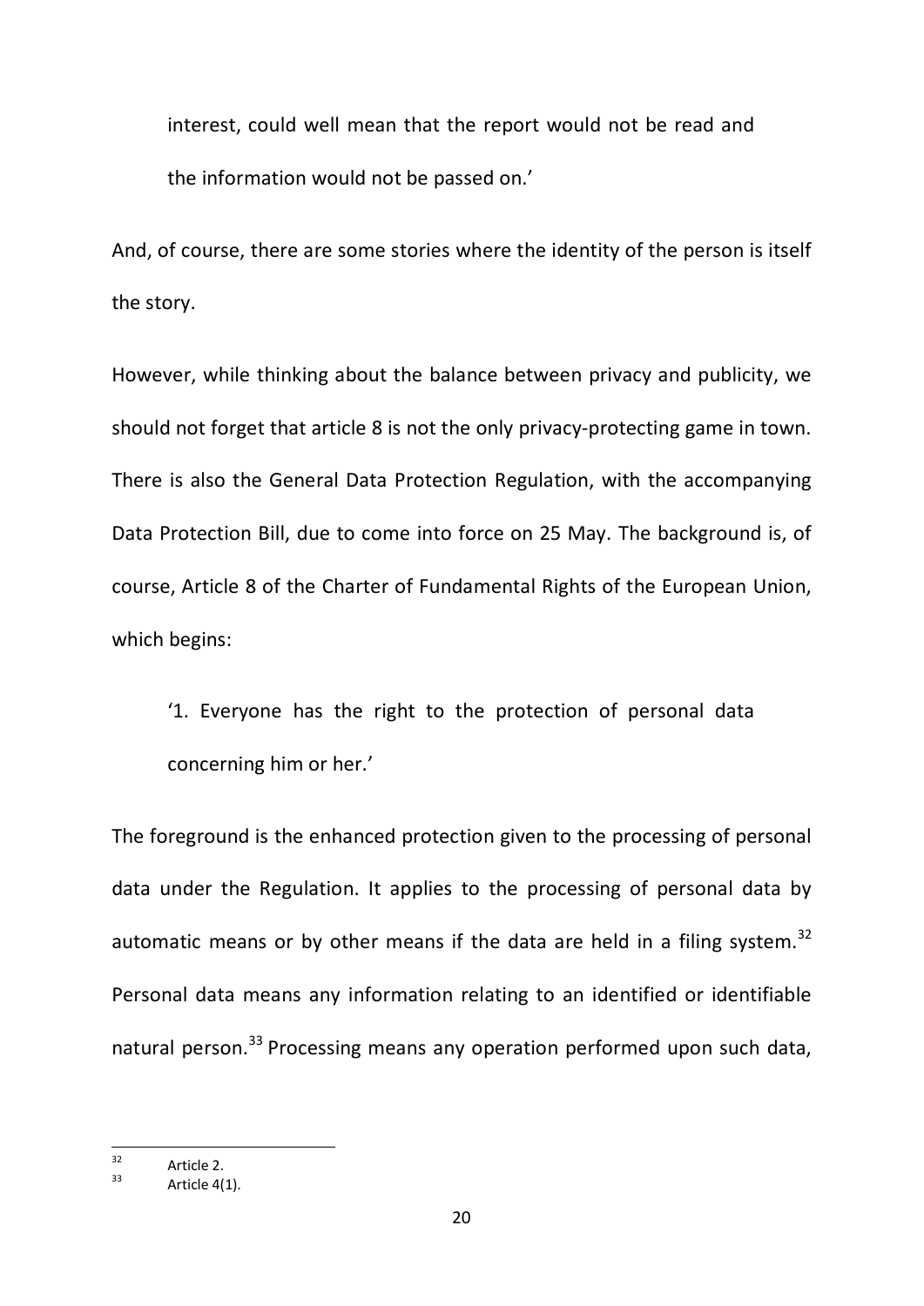interest, could well mean that the report would not be read and the information would not be passed on.'

And, of course, there are some stories where the identity of the person is itself the story.

However, while thinking about the balance between privacy and publicity, we should not forget that article 8 is not the only privacy-protecting game in town. There is also the General Data Protection Regulation, with the accompanying Data Protection Bill, due to come into force on 25 May. The background is, of course, Article 8 of the Charter of Fundamental Rights of the European Union, which begins:

> '1. Everyone has the right to the protection of personal data concerning him or her.'

The foreground is the enhanced protection given to the processing of personal data under the Regulation. It applies to the processing of personal data by automatic means or by other means if the data are held in a filing system.[32] Personal data means any information relating to an identified or identifiable natural person.[33] Processing means any operation performed upon such data,

---

[32] Article 2.

[33] Article 4(1).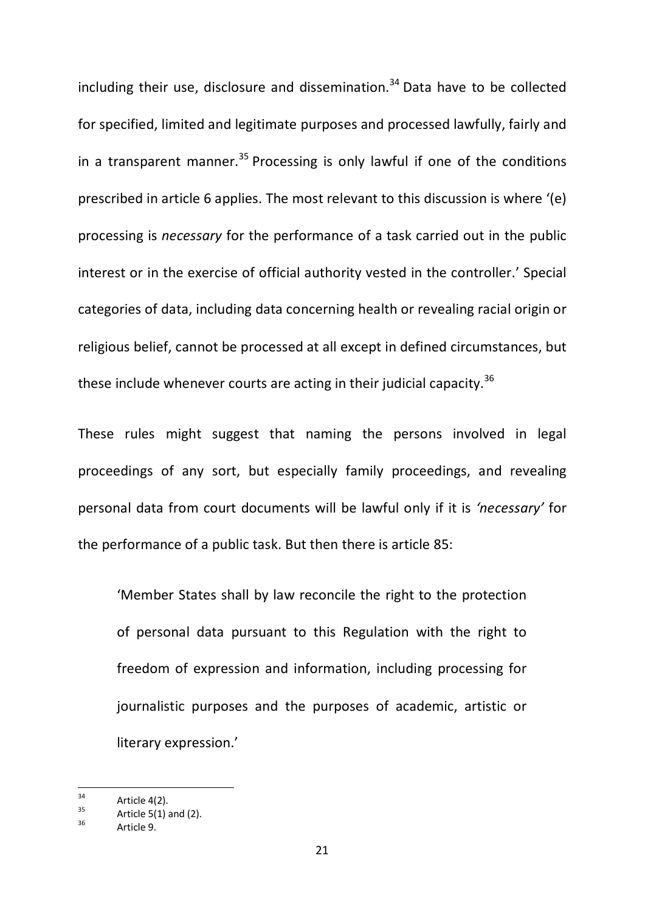including their use, disclosure and dissemination.[34] Data have to be collected for specified, limited and legitimate purposes and processed lawfully, fairly and in a transparent manner.[35] Processing is only lawful if one of the conditions prescribed in article 6 applies. The most relevant to this discussion is where '(e) processing is *necessary* for the performance of a task carried out in the public interest or in the exercise of official authority vested in the controller.' Special categories of data, including data concerning health or revealing racial origin or religious belief, cannot be processed at all except in defined circumstances, but these include whenever courts are acting in their judicial capacity.[36]

These rules might suggest that naming the persons involved in legal proceedings of any sort, but especially family proceedings, and revealing personal data from court documents will be lawful only if it is *'necessary'* for the performance of a public task. But then there is article 85:

> 'Member States shall by law reconcile the right to the protection of personal data pursuant to this Regulation with the right to freedom of expression and information, including processing for journalistic purposes and the purposes of academic, artistic or literary expression.'

---

[34] Article 4(2).

[35] Article 5(1) and (2).

[36] Article 9.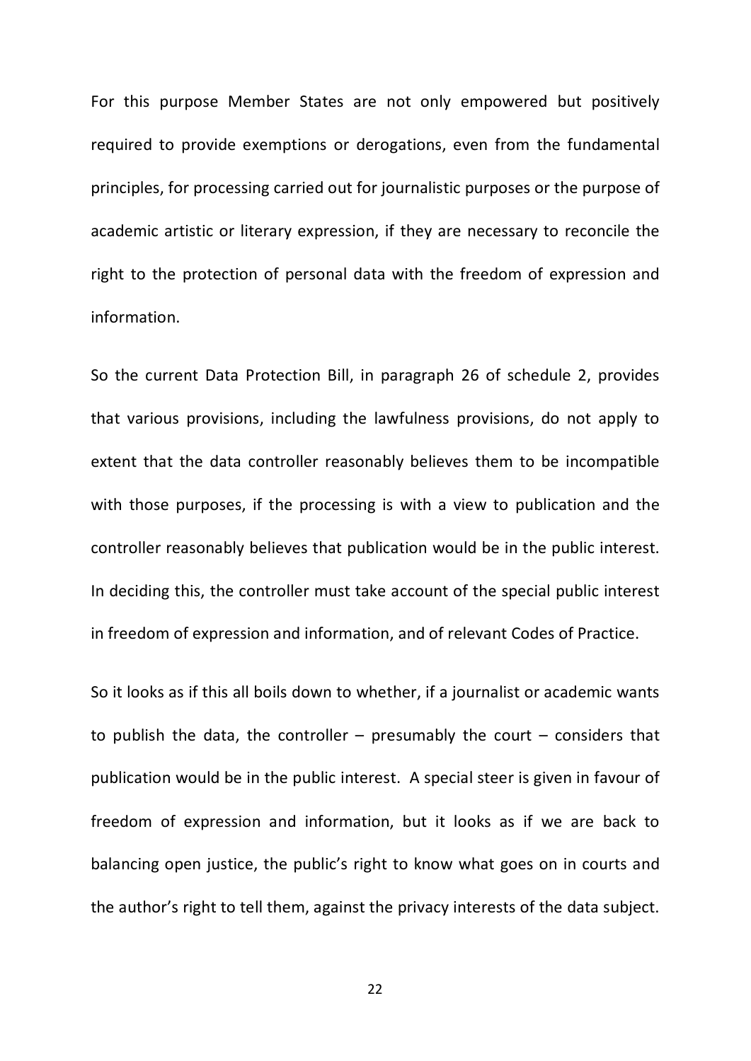For this purpose Member States are not only empowered but positively required to provide exemptions or derogations, even from the fundamental principles, for processing carried out for journalistic purposes or the purpose of academic artistic or literary expression, if they are necessary to reconcile the right to the protection of personal data with the freedom of expression and information.

So the current Data Protection Bill, in paragraph 26 of schedule 2, provides that various provisions, including the lawfulness provisions, do not apply to extent that the data controller reasonably believes them to be incompatible with those purposes, if the processing is with a view to publication and the controller reasonably believes that publication would be in the public interest. In deciding this, the controller must take account of the special public interest in freedom of expression and information, and of relevant Codes of Practice.

So it looks as if this all boils down to whether, if a journalist or academic wants to publish the data, the controller – presumably the court – considers that publication would be in the public interest. A special steer is given in favour of freedom of expression and information, but it looks as if we are back to balancing open justice, the public's right to know what goes on in courts and the author's right to tell them, against the privacy interests of the data subject.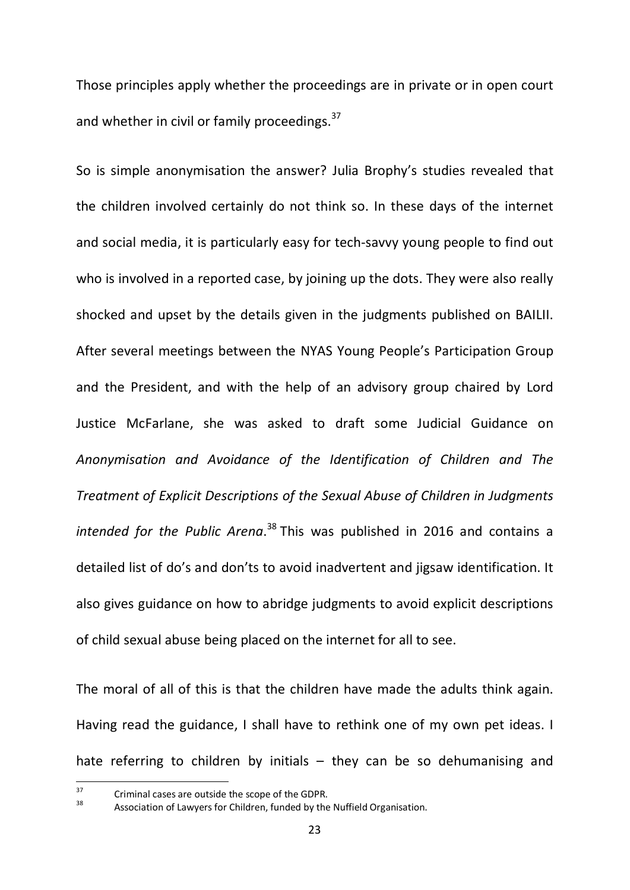Those principles apply whether the proceedings are in private or in open court and whether in civil or family proceedings.[37]

So is simple anonymisation the answer? Julia Brophy's studies revealed that the children involved certainly do not think so. In these days of the internet and social media, it is particularly easy for tech-savvy young people to find out who is involved in a reported case, by joining up the dots. They were also really shocked and upset by the details given in the judgments published on BAILII. After several meetings between the NYAS Young People's Participation Group and the President, and with the help of an advisory group chaired by Lord Justice McFarlane, she was asked to draft some Judicial Guidance on *Anonymisation and Avoidance of the Identification of Children and The Treatment of Explicit Descriptions of the Sexual Abuse of Children in Judgments intended for the Public Arena*.[38] This was published in 2016 and contains a detailed list of do's and don'ts to avoid inadvertent and jigsaw identification. It also gives guidance on how to abridge judgments to avoid explicit descriptions of child sexual abuse being placed on the internet for all to see.

The moral of all of this is that the children have made the adults think again. Having read the guidance, I shall have to rethink one of my own pet ideas. I hate referring to children by initials – they can be so dehumanising and

---

[37] Criminal cases are outside the scope of the GDPR.

[38] Association of Lawyers for Children, funded by the Nuffield Organisation.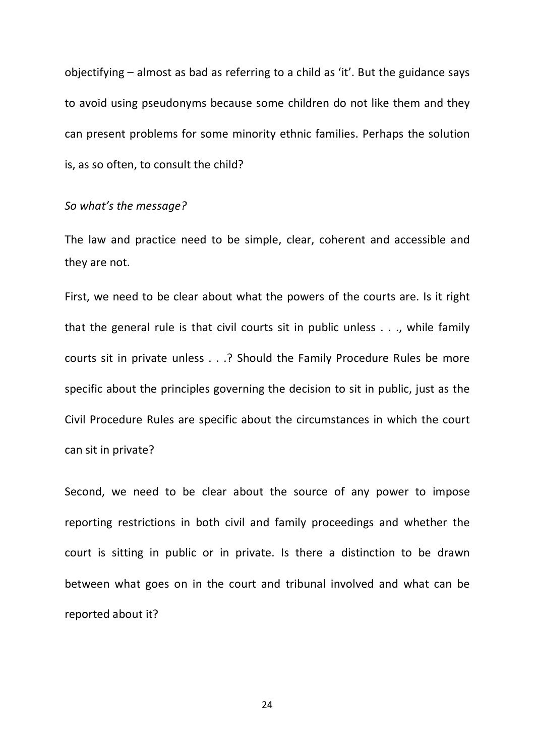objectifying – almost as bad as referring to a child as 'it'. But the guidance says to avoid using pseudonyms because some children do not like them and they can present problems for some minority ethnic families. Perhaps the solution is, as so often, to consult the child?

*So what's the message?*

The law and practice need to be simple, clear, coherent and accessible and they are not.

First, we need to be clear about what the powers of the courts are. Is it right that the general rule is that civil courts sit in public unless . . ., while family courts sit in private unless . . .? Should the Family Procedure Rules be more specific about the principles governing the decision to sit in public, just as the Civil Procedure Rules are specific about the circumstances in which the court can sit in private?

Second, we need to be clear about the source of any power to impose reporting restrictions in both civil and family proceedings and whether the court is sitting in public or in private. Is there a distinction to be drawn between what goes on in the court and tribunal involved and what can be reported about it?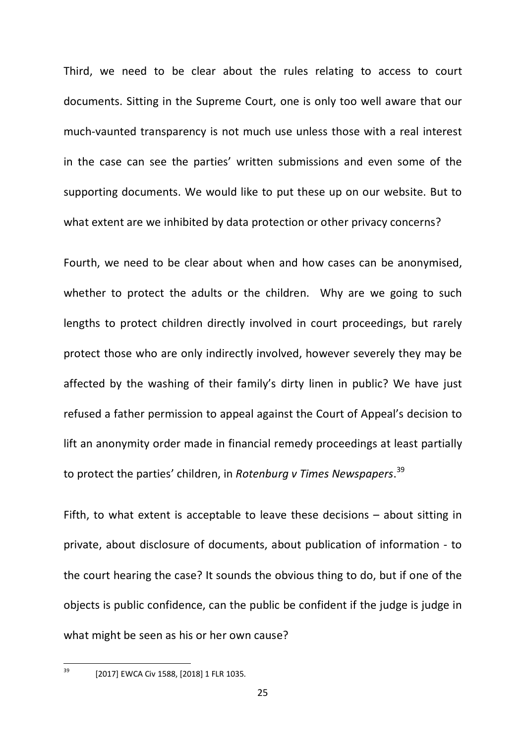Third, we need to be clear about the rules relating to access to court documents. Sitting in the Supreme Court, one is only too well aware that our much-vaunted transparency is not much use unless those with a real interest in the case can see the parties' written submissions and even some of the supporting documents. We would like to put these up on our website. But to what extent are we inhibited by data protection or other privacy concerns?

Fourth, we need to be clear about when and how cases can be anonymised, whether to protect the adults or the children. Why are we going to such lengths to protect children directly involved in court proceedings, but rarely protect those who are only indirectly involved, however severely they may be affected by the washing of their family's dirty linen in public? We have just refused a father permission to appeal against the Court of Appeal's decision to lift an anonymity order made in financial remedy proceedings at least partially to protect the parties' children, in *Rotenburg v Times Newspapers*.[39]

Fifth, to what extent is acceptable to leave these decisions – about sitting in private, about disclosure of documents, about publication of information - to the court hearing the case? It sounds the obvious thing to do, but if one of the objects is public confidence, can the public be confident if the judge is judge in what might be seen as his or her own cause?

[39] [2017] EWCA Civ 1588, [2018] 1 FLR 1035.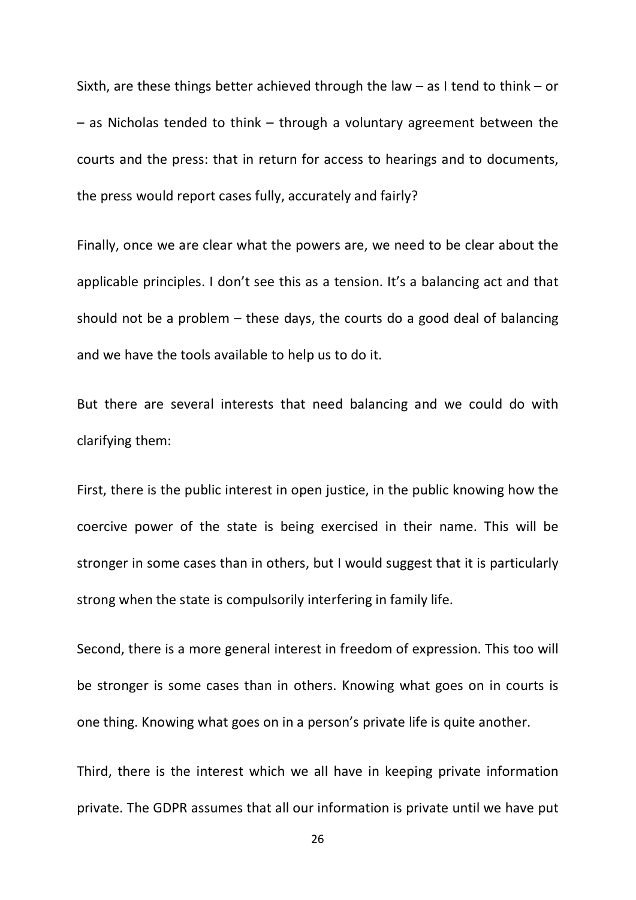Sixth, are these things better achieved through the law – as I tend to think – or – as Nicholas tended to think – through a voluntary agreement between the courts and the press: that in return for access to hearings and to documents, the press would report cases fully, accurately and fairly?

Finally, once we are clear what the powers are, we need to be clear about the applicable principles. I don't see this as a tension. It's a balancing act and that should not be a problem – these days, the courts do a good deal of balancing and we have the tools available to help us to do it.

But there are several interests that need balancing and we could do with clarifying them:

First, there is the public interest in open justice, in the public knowing how the coercive power of the state is being exercised in their name. This will be stronger in some cases than in others, but I would suggest that it is particularly strong when the state is compulsorily interfering in family life.

Second, there is a more general interest in freedom of expression. This too will be stronger is some cases than in others. Knowing what goes on in courts is one thing. Knowing what goes on in a person's private life is quite another.

Third, there is the interest which we all have in keeping private information private. The GDPR assumes that all our information is private until we have put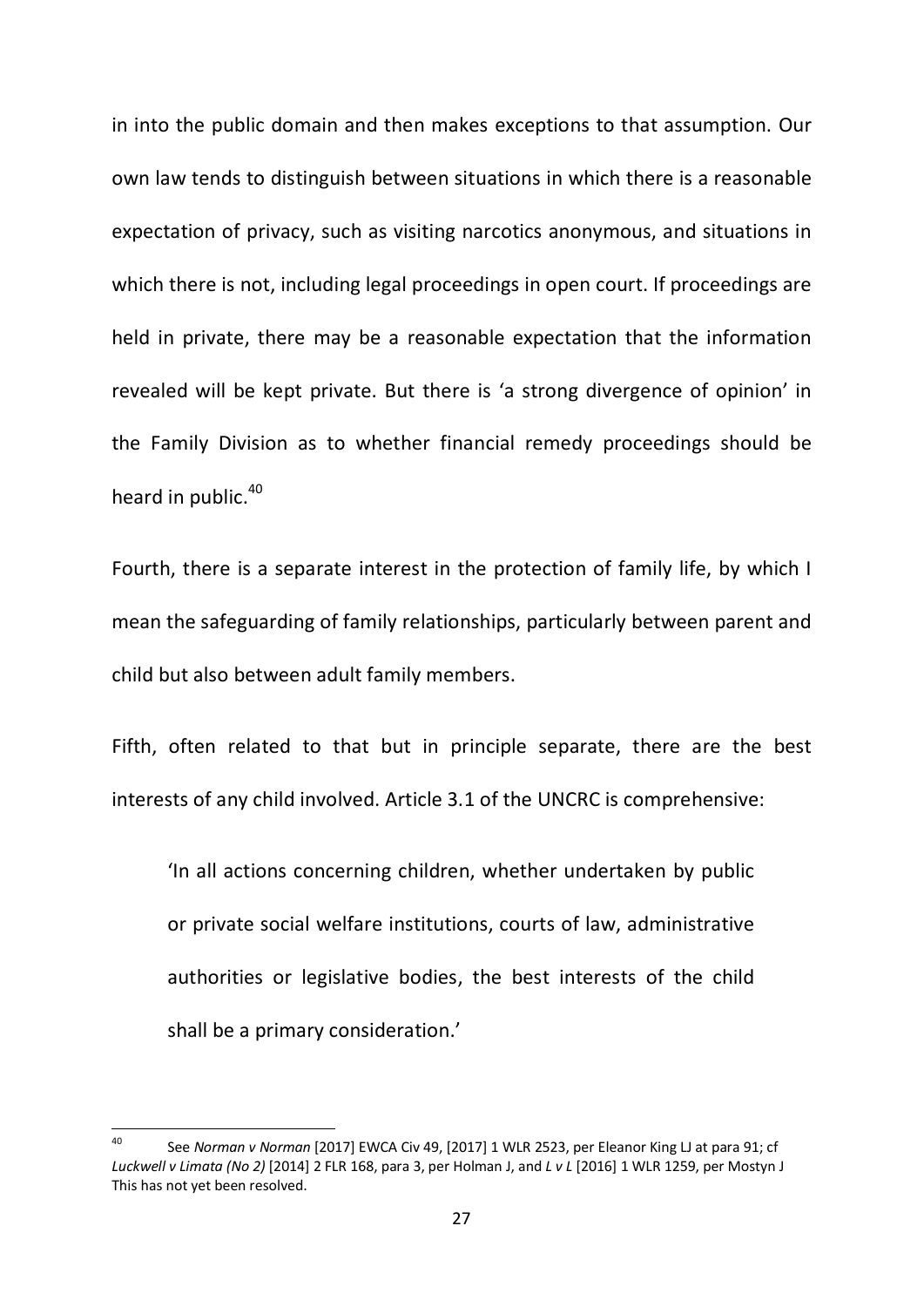in into the public domain and then makes exceptions to that assumption. Our own law tends to distinguish between situations in which there is a reasonable expectation of privacy, such as visiting narcotics anonymous, and situations in which there is not, including legal proceedings in open court. If proceedings are held in private, there may be a reasonable expectation that the information revealed will be kept private. But there is 'a strong divergence of opinion' in the Family Division as to whether financial remedy proceedings should be heard in public.[40]

Fourth, there is a separate interest in the protection of family life, by which I mean the safeguarding of family relationships, particularly between parent and child but also between adult family members.

Fifth, often related to that but in principle separate, there are the best interests of any child involved. Article 3.1 of the UNCRC is comprehensive:

> 'In all actions concerning children, whether undertaken by public or private social welfare institutions, courts of law, administrative authorities or legislative bodies, the best interests of the child shall be a primary consideration.'

---

[40] See *Norman v Norman* [2017] EWCA Civ 49, [2017] 1 WLR 2523, per Eleanor King LJ at para 91; cf *Luckwell v Limata (No 2)* [2014] 2 FLR 168, para 3, per Holman J, and *L v L* [2016] 1 WLR 1259, per Mostyn J This has not yet been resolved.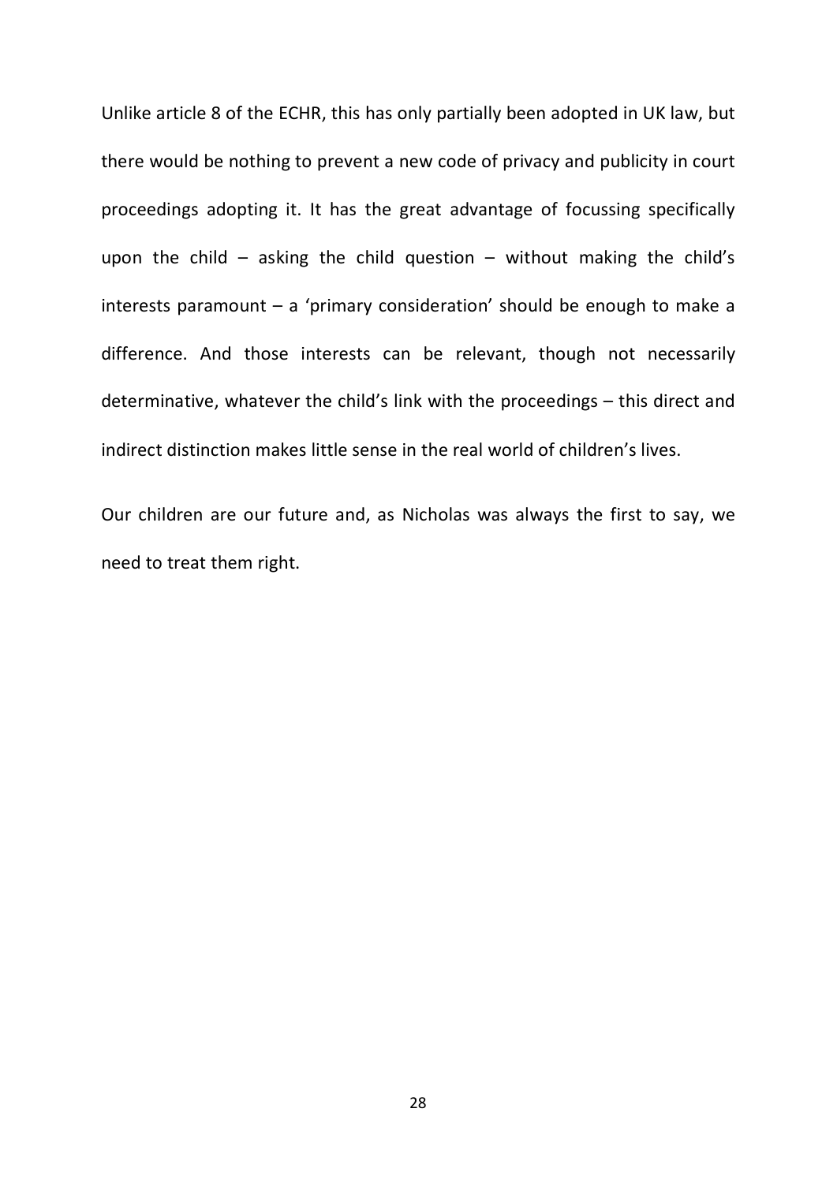Unlike article 8 of the ECHR, this has only partially been adopted in UK law, but there would be nothing to prevent a new code of privacy and publicity in court proceedings adopting it. It has the great advantage of focussing specifically upon the child – asking the child question – without making the child's interests paramount – a 'primary consideration' should be enough to make a difference. And those interests can be relevant, though not necessarily determinative, whatever the child's link with the proceedings – this direct and indirect distinction makes little sense in the real world of children's lives.

Our children are our future and, as Nicholas was always the first to say, we need to treat them right.